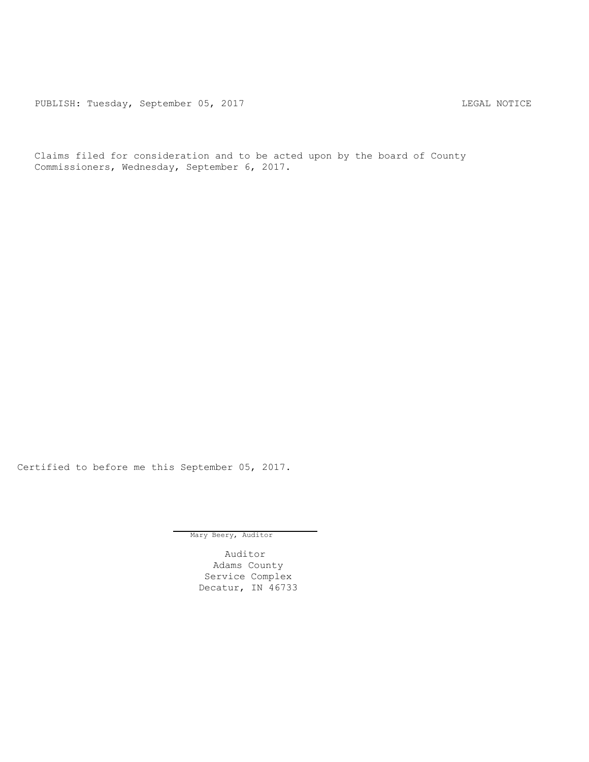PUBLISH: Tuesday, September 05, 2017 LEGAL NOTICE

Claims filed for consideration and to be acted upon by the board of County Commissioners, Wednesday, September 6, 2017.

Certified to before me this September 05, 2017.

Mary Beery, Auditor

Auditor
Adams County
Service Complex
Decatur, IN 46733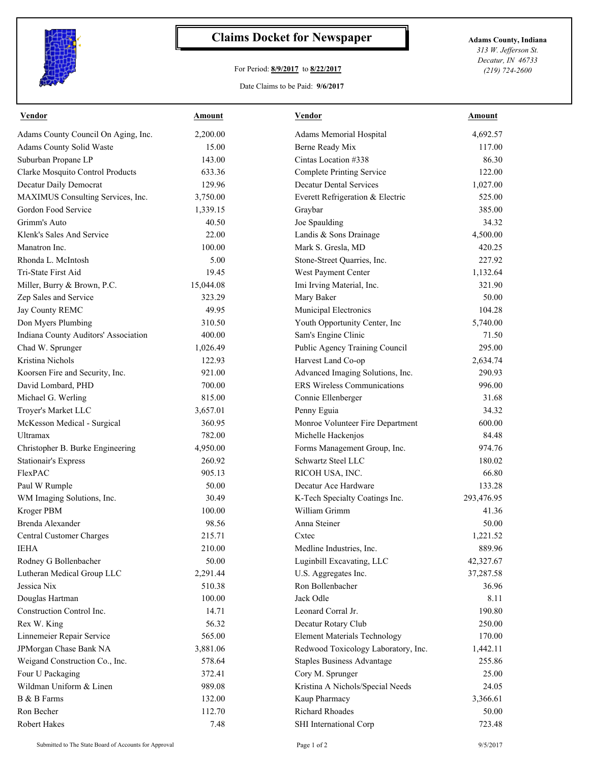# Claims Docket for Newspaper

For Period: **8/9/2017** to **8/22/2017**

Date Claims to be Paid: **9/6/2017**

**Adams County, Indiana**
*313 W. Jefferson St.*
*Decatur, IN 46733*
*(219) 724-2600*

| Vendor | Amount | Vendor | Amount |
|---|---|---|---|
| Adams County Council On Aging, Inc. | 2,200.00 | Adams Memorial Hospital | 4,692.57 |
| Adams County Solid Waste | 15.00 | Berne Ready Mix | 117.00 |
| Suburban Propane LP | 143.00 | Cintas Location #338 | 86.30 |
| Clarke Mosquito Control Products | 633.36 | Complete Printing Service | 122.00 |
| Decatur Daily Democrat | 129.96 | Decatur Dental Services | 1,027.00 |
| MAXIMUS Consulting Services, Inc. | 3,750.00 | Everett Refrigeration & Electric | 525.00 |
| Gordon Food Service | 1,339.15 | Graybar | 385.00 |
| Grimm's Auto | 40.50 | Joe Spaulding | 34.32 |
| Klenk's Sales And Service | 22.00 | Landis & Sons Drainage | 4,500.00 |
| Manatron Inc. | 100.00 | Mark S. Gresla, MD | 420.25 |
| Rhonda L. McIntosh | 5.00 | Stone-Street Quarries, Inc. | 227.92 |
| Tri-State First Aid | 19.45 | West Payment Center | 1,132.64 |
| Miller, Burry & Brown, P.C. | 15,044.08 | Imi Irving Material, Inc. | 321.90 |
| Zep Sales and Service | 323.29 | Mary Baker | 50.00 |
| Jay County REMC | 49.95 | Municipal Electronics | 104.28 |
| Don Myers Plumbing | 310.50 | Youth Opportunity Center, Inc | 5,740.00 |
| Indiana County Auditors' Association | 400.00 | Sam's Engine Clinic | 71.50 |
| Chad W. Sprunger | 1,026.49 | Public Agency Training Council | 295.00 |
| Kristina Nichols | 122.93 | Harvest Land Co-op | 2,634.74 |
| Koorsen Fire and Security, Inc. | 921.00 | Advanced Imaging Solutions, Inc. | 290.93 |
| David Lombard, PHD | 700.00 | ERS Wireless Communications | 996.00 |
| Michael G. Werling | 815.00 | Connie Ellenberger | 31.68 |
| Troyer's Market LLC | 3,657.01 | Penny Eguia | 34.32 |
| McKesson Medical - Surgical | 360.95 | Monroe Volunteer Fire Department | 600.00 |
| Ultramax | 782.00 | Michelle Hackenjos | 84.48 |
| Christopher B. Burke Engineering | 4,950.00 | Forms Management Group, Inc. | 974.76 |
| Stationair's Express | 260.92 | Schwartz Steel LLC | 180.02 |
| FlexPAC | 905.13 | RICOH USA, INC. | 66.80 |
| Paul W Rumple | 50.00 | Decatur Ace Hardware | 133.28 |
| WM Imaging Solutions, Inc. | 30.49 | K-Tech Specialty Coatings Inc. | 293,476.95 |
| Kroger PBM | 100.00 | William Grimm | 41.36 |
| Brenda Alexander | 98.56 | Anna Steiner | 50.00 |
| Central Customer Charges | 215.71 | Cxtec | 1,221.52 |
| IEHA | 210.00 | Medline Industries, Inc. | 889.96 |
| Rodney G Bollenbacher | 50.00 | Luginbill Excavating, LLC | 42,327.67 |
| Lutheran Medical Group LLC | 2,291.44 | U.S. Aggregates Inc. | 37,287.58 |
| Jessica Nix | 510.38 | Ron Bollenbacher | 36.96 |
| Douglas Hartman | 100.00 | Jack Odle | 8.11 |
| Construction Control Inc. | 14.71 | Leonard Corral Jr. | 190.80 |
| Rex W. King | 56.32 | Decatur Rotary Club | 250.00 |
| Linnemeier Repair Service | 565.00 | Element Materials Technology | 170.00 |
| JPMorgan Chase Bank NA | 3,881.06 | Redwood Toxicology Laboratory, Inc. | 1,442.11 |
| Weigand Construction Co., Inc. | 578.64 | Staples Business Advantage | 255.86 |
| Four U Packaging | 372.41 | Cory M. Sprunger | 25.00 |
| Wildman Uniform & Linen | 989.08 | Kristina A Nichols/Special Needs | 24.05 |
| B & B Farms | 132.00 | Kaup Pharmacy | 3,366.61 |
| Ron Becher | 112.70 | Richard Rhoades | 50.00 |
| Robert Hakes | 7.48 | SHI International Corp | 723.48 |

Submitted to The State Board of Accounts for Approval

9/5/2017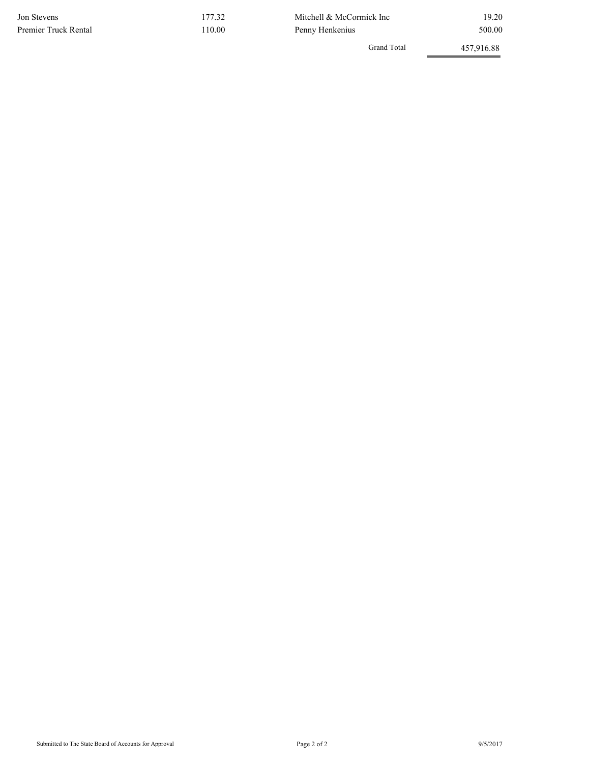| | | | |
|---|---|---|---|
| Jon Stevens | 177.32 | Mitchell & McCormick Inc | 19.20 |
| Premier Truck Rental | 110.00 | Penny Henkenius | 500.00 |
| | | Grand Total | 457,916.88 |

Submitted to The State Board of Accounts for Approval

9/5/2017